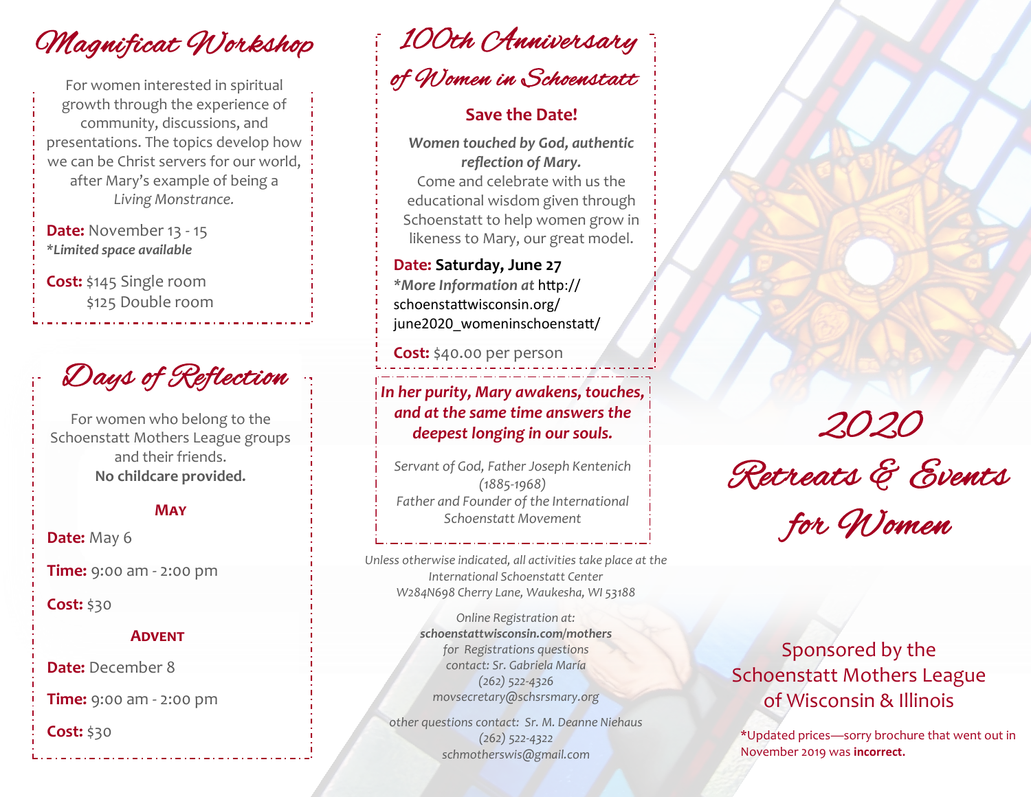# Magnificat Workshop

For women interested in spiritual growth through the experience of community, discussions, and presentations. The topics develop how we can be Christ servers for our world, after Mary's example of being a *Living Monstrance.*

**Date:** November 13 - 15
***Limited space available***

**Cost:** $145 Single room
$125 Double room

# Days of Reflection

For women who belong to the Schoenstatt Mothers League groups and their friends.
**No childcare provided.**

### May

**Date:** May 6

**Time:** 9:00 am - 2:00 pm

**Cost:** $30

### Advent

**Date:** December 8

**Time:** 9:00 am - 2:00 pm

**Cost:** $30

# 100th Anniversary of Women in Schoenstatt

## Save the Date!

***Women touched by God, authentic reflection of Mary.***
Come and celebrate with us the educational wisdom given through Schoenstatt to help women grow in likeness to Mary, our great model.

**Date: Saturday, June 27**
***More Information at** http://schoenstattwisconsin.org/june2020_womeninschoenstatt/

**Cost:** $40.00 per person

***In her purity, Mary awakens, touches, and at the same time answers the deepest longing in our souls.***

*Servant of God, Father Joseph Kentenich (1885-1968)
Father and Founder of the International Schoenstatt Movement*

*Unless otherwise indicated, all activities take place at the International Schoenstatt Center
W284N698 Cherry Lane, Waukesha, WI 53188*

*Online Registration at:*
***schoenstattwisconsin.com/mothers***
*for Registrations questions contact: Sr. Gabriela María
(262) 522-4326
movsecretary@schsrsmary.org*

*other questions contact: Sr. M. Deanne Niehaus
(262) 522-4322
schmotherswis@gmail.com*

# 2020 Retreats & Events for Women

Sponsored by the Schoenstatt Mothers League of Wisconsin & Illinois

*Updated prices—sorry brochure that went out in November 2019 was **incorrect.**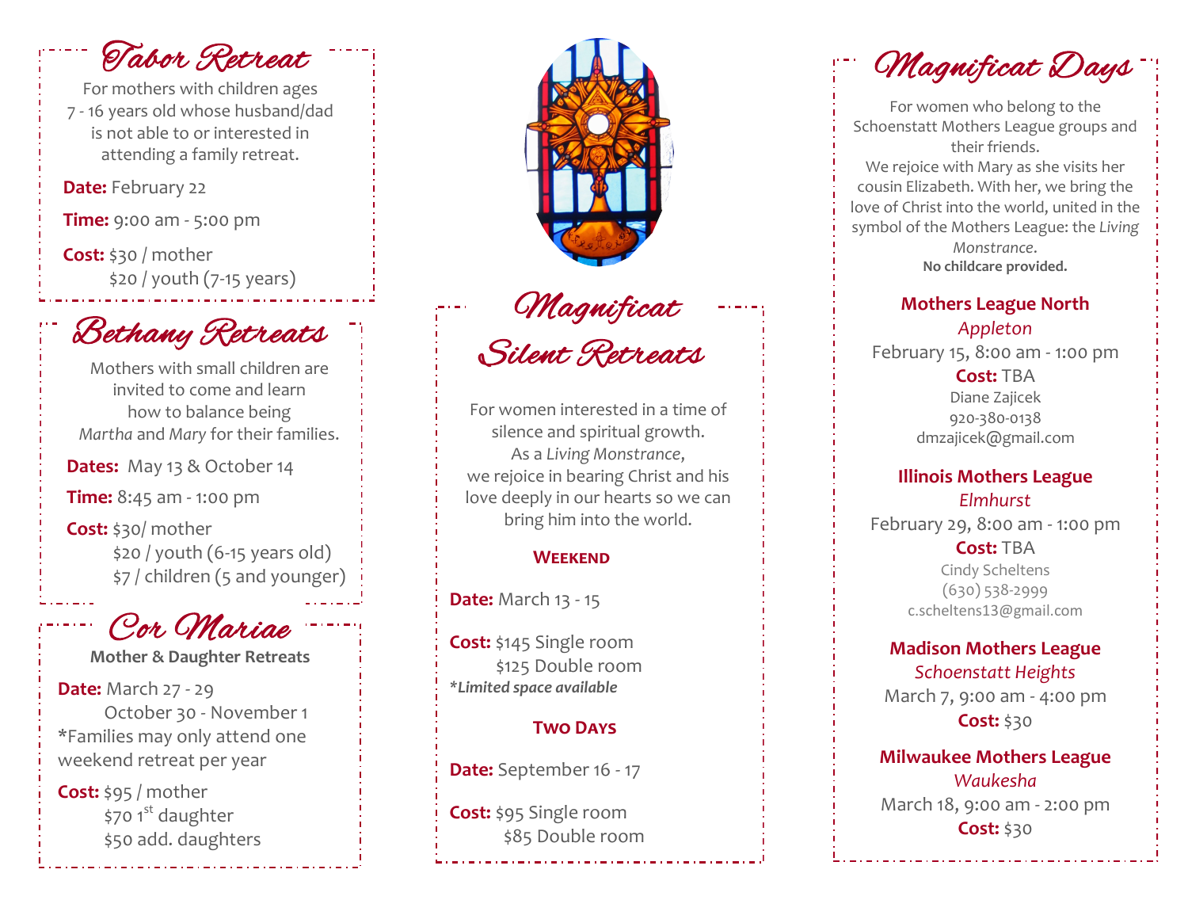## Tabor Retreat

For mothers with children ages 7 - 16 years old whose husband/dad is not able to or interested in attending a family retreat.

**Date:** February 22

**Time:** 9:00 am - 5:00 pm

**Cost:** $30 / mother
$20 / youth (7-15 years)

## Bethany Retreats

Mothers with small children are invited to come and learn how to balance being *Martha* and *Mary* for their families.

**Dates:** May 13 & October 14

**Time:** 8:45 am - 1:00 pm

**Cost:** $30/ mother
$20 / youth (6-15 years old)
$7 / children (5 and younger)

## Cor Mariae

**Mother & Daughter Retreats**

**Date:** March 27 - 29
October 30 - November 1
*Families may only attend one weekend retreat per year

**Cost:** $95 / mother
$70 1st daughter
$50 add. daughters

## Magnificat Silent Retreats

For women interested in a time of silence and spiritual growth.
As a *Living Monstrance*, we rejoice in bearing Christ and his love deeply in our hearts so we can bring him into the world.

### Weekend

**Date:** March 13 - 15

**Cost:** $145 Single room
$125 Double room
***Limited space available***

### Two Days

**Date:** September 16 - 17

**Cost:** $95 Single room
$85 Double room

## Magnificat Days

For women who belong to the Schoenstatt Mothers League groups and their friends.
We rejoice with Mary as she visits her cousin Elizabeth. With her, we bring the love of Christ into the world, united in the symbol of the Mothers League: the *Living Monstrance*.
**No childcare provided.**

**Mothers League North**
*Appleton*
February 15, 8:00 am - 1:00 pm
**Cost:** TBA
Diane Zajicek
920-380-0138
dmzajicek@gmail.com

**Illinois Mothers League**
*Elmhurst*
February 29, 8:00 am - 1:00 pm
**Cost:** TBA
Cindy Scheltens
(630) 538-2999
c.scheltens13@gmail.com

**Madison Mothers League**
*Schoenstatt Heights*
March 7, 9:00 am - 4:00 pm
**Cost:** $30

**Milwaukee Mothers League**
*Waukesha*
March 18, 9:00 am - 2:00 pm
**Cost:** $30